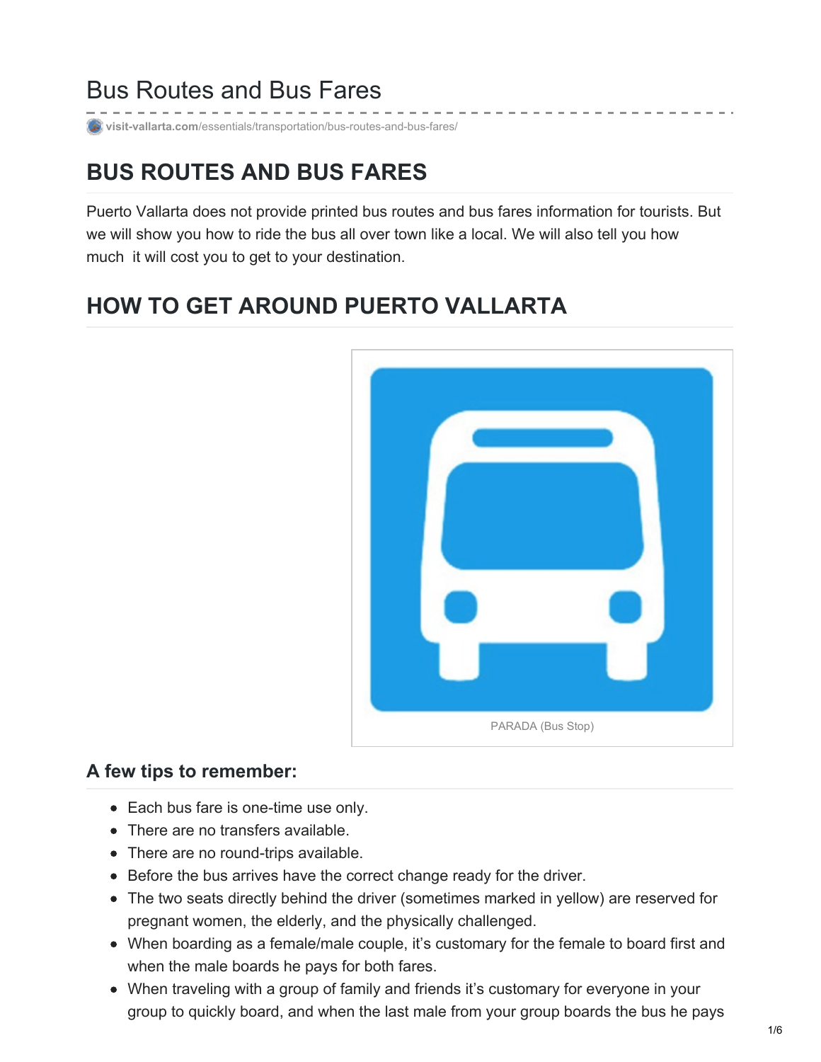# Bus Routes and Bus Fares

visit-vallarta.com/essentials/transportation/bus-routes-and-bus-fares/

## BUS ROUTES AND BUS FARES

Puerto Vallarta does not provide printed bus routes and bus fares information for tourists. But we will show you how to ride the bus all over town like a local. We will also tell you how much it will cost you to get to your destination.

## HOW TO GET AROUND PUERTO VALLARTA

PARADA (Bus Stop)

### A few tips to remember:

- Each bus fare is one-time use only.
- There are no transfers available.
- There are no round-trips available.
- Before the bus arrives have the correct change ready for the driver.
- The two seats directly behind the driver (sometimes marked in yellow) are reserved for pregnant women, the elderly, and the physically challenged.
- When boarding as a female/male couple, it's customary for the female to board first and when the male boards he pays for both fares.
- When traveling with a group of family and friends it's customary for everyone in your group to quickly board, and when the last male from your group boards the bus he pays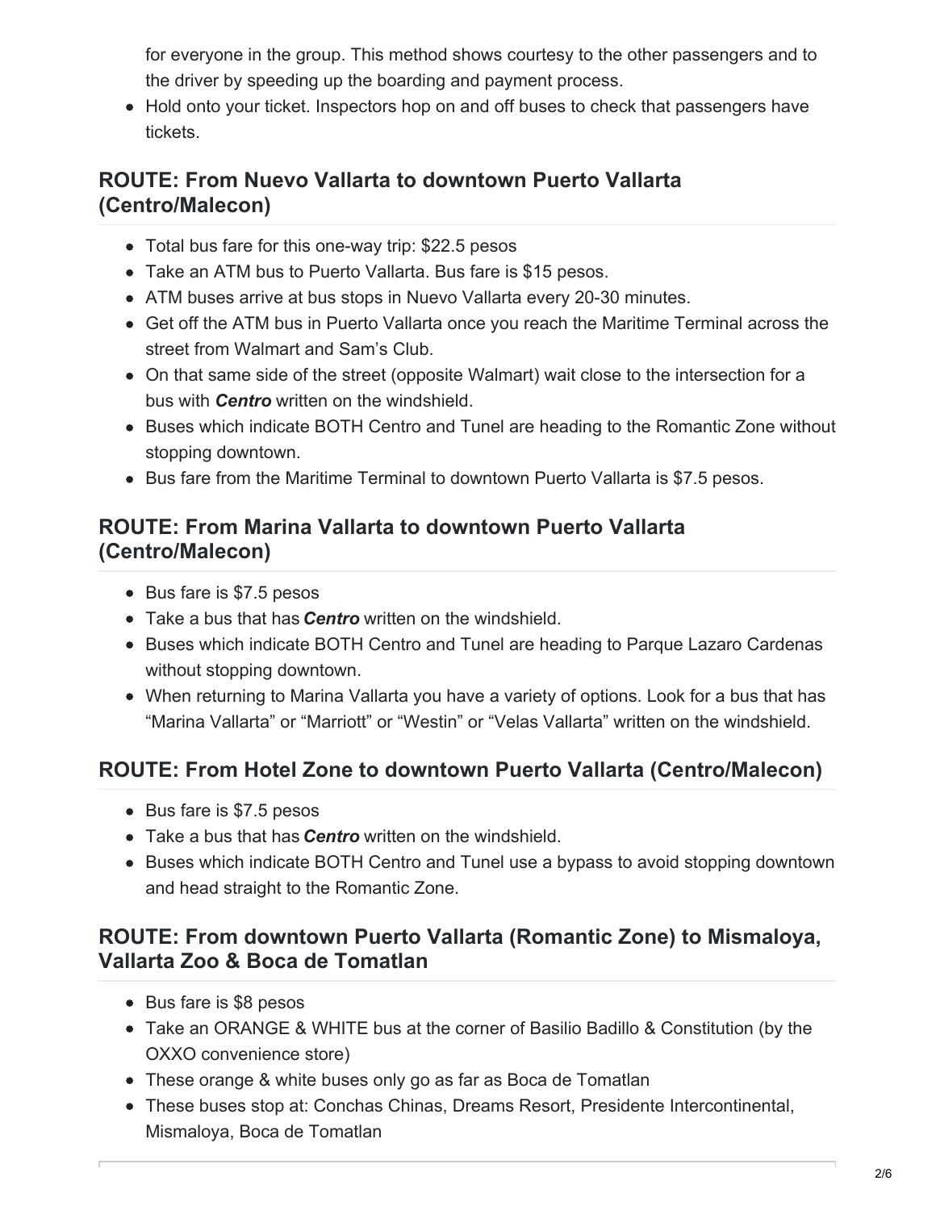for everyone in the group. This method shows courtesy to the other passengers and to the driver by speeding up the boarding and payment process.

- Hold onto your ticket. Inspectors hop on and off buses to check that passengers have tickets.

## ROUTE: From Nuevo Vallarta to downtown Puerto Vallarta (Centro/Malecon)

- Total bus fare for this one-way trip: $22.5 pesos
- Take an ATM bus to Puerto Vallarta. Bus fare is $15 pesos.
- ATM buses arrive at bus stops in Nuevo Vallarta every 20-30 minutes.
- Get off the ATM bus in Puerto Vallarta once you reach the Maritime Terminal across the street from Walmart and Sam's Club.
- On that same side of the street (opposite Walmart) wait close to the intersection for a bus with ***Centro*** written on the windshield.
- Buses which indicate BOTH Centro and Tunel are heading to the Romantic Zone without stopping downtown.
- Bus fare from the Maritime Terminal to downtown Puerto Vallarta is $7.5 pesos.

## ROUTE: From Marina Vallarta to downtown Puerto Vallarta (Centro/Malecon)

- Bus fare is $7.5 pesos
- Take a bus that has ***Centro*** written on the windshield.
- Buses which indicate BOTH Centro and Tunel are heading to Parque Lazaro Cardenas without stopping downtown.
- When returning to Marina Vallarta you have a variety of options. Look for a bus that has "Marina Vallarta" or "Marriott" or "Westin" or "Velas Vallarta" written on the windshield.

## ROUTE: From Hotel Zone to downtown Puerto Vallarta (Centro/Malecon)

- Bus fare is $7.5 pesos
- Take a bus that has ***Centro*** written on the windshield.
- Buses which indicate BOTH Centro and Tunel use a bypass to avoid stopping downtown and head straight to the Romantic Zone.

## ROUTE: From downtown Puerto Vallarta (Romantic Zone) to Mismaloya, Vallarta Zoo & Boca de Tomatlan

- Bus fare is $8 pesos
- Take an ORANGE & WHITE bus at the corner of Basilio Badillo & Constitution (by the OXXO convenience store)
- These orange & white buses only go as far as Boca de Tomatlan
- These buses stop at: Conchas Chinas, Dreams Resort, Presidente Intercontinental, Mismaloya, Boca de Tomatlan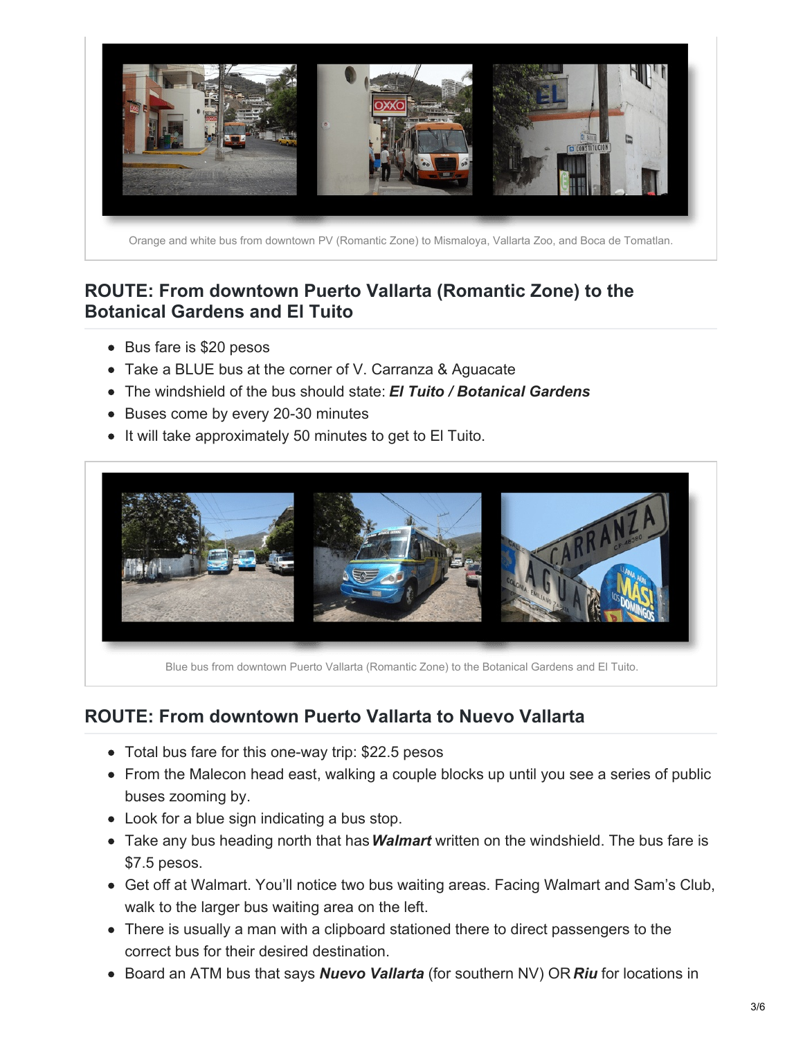Orange and white bus from downtown PV (Romantic Zone) to Mismaloya, Vallarta Zoo, and Boca de Tomatlan.

## ROUTE: From downtown Puerto Vallarta (Romantic Zone) to the Botanical Gardens and El Tuito

- Bus fare is $20 pesos
- Take a BLUE bus at the corner of V. Carranza & Aguacate
- The windshield of the bus should state: ***El Tuito / Botanical Gardens***
- Buses come by every 20-30 minutes
- It will take approximately 50 minutes to get to El Tuito.

Blue bus from downtown Puerto Vallarta (Romantic Zone) to the Botanical Gardens and El Tuito.

## ROUTE: From downtown Puerto Vallarta to Nuevo Vallarta

- Total bus fare for this one-way trip: $22.5 pesos
- From the Malecon head east, walking a couple blocks up until you see a series of public buses zooming by.
- Look for a blue sign indicating a bus stop.
- Take any bus heading north that has ***Walmart*** written on the windshield. The bus fare is $7.5 pesos.
- Get off at Walmart. You'll notice two bus waiting areas. Facing Walmart and Sam's Club, walk to the larger bus waiting area on the left.
- There is usually a man with a clipboard stationed there to direct passengers to the correct bus for their desired destination.
- Board an ATM bus that says ***Nuevo Vallarta*** (for southern NV) OR ***Riu*** for locations in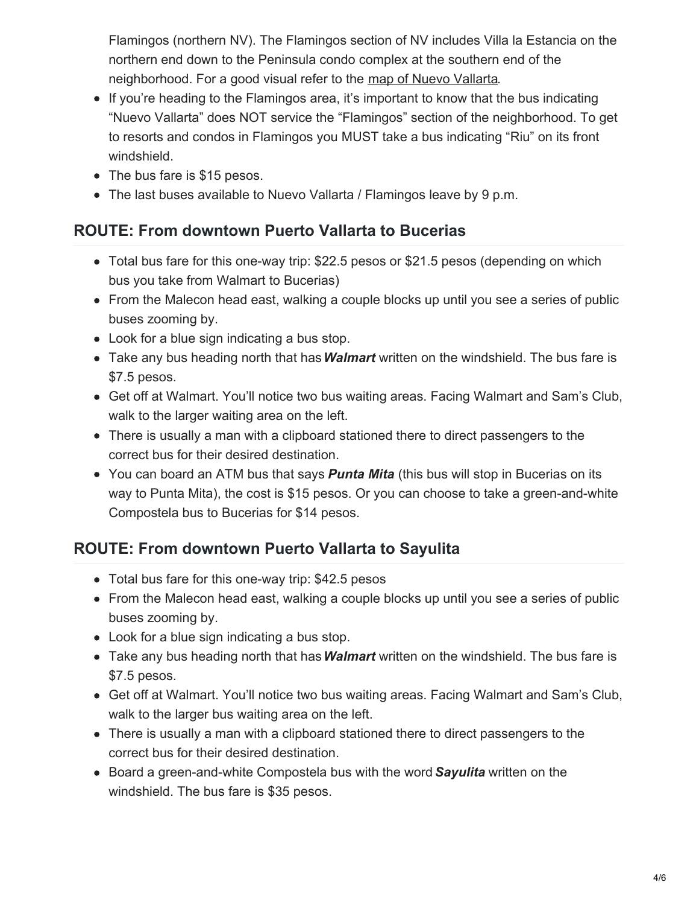Flamingos (northern NV). The Flamingos section of NV includes Villa la Estancia on the northern end down to the Peninsula condo complex at the southern end of the neighborhood. For a good visual refer to the [map of Nuevo Vallarta](#).

- If you're heading to the Flamingos area, it's important to know that the bus indicating "Nuevo Vallarta" does NOT service the "Flamingos" section of the neighborhood. To get to resorts and condos in Flamingos you MUST take a bus indicating "Riu" on its front windshield.
- The bus fare is $15 pesos.
- The last buses available to Nuevo Vallarta / Flamingos leave by 9 p.m.

## ROUTE: From downtown Puerto Vallarta to Bucerias

- Total bus fare for this one-way trip: $22.5 pesos or $21.5 pesos (depending on which bus you take from Walmart to Bucerias)
- From the Malecon head east, walking a couple blocks up until you see a series of public buses zooming by.
- Look for a blue sign indicating a bus stop.
- Take any bus heading north that has ***Walmart*** written on the windshield. The bus fare is $7.5 pesos.
- Get off at Walmart. You'll notice two bus waiting areas. Facing Walmart and Sam's Club, walk to the larger waiting area on the left.
- There is usually a man with a clipboard stationed there to direct passengers to the correct bus for their desired destination.
- You can board an ATM bus that says ***Punta Mita*** (this bus will stop in Bucerias on its way to Punta Mita), the cost is $15 pesos. Or you can choose to take a green-and-white Compostela bus to Bucerias for $14 pesos.

## ROUTE: From downtown Puerto Vallarta to Sayulita

- Total bus fare for this one-way trip: $42.5 pesos
- From the Malecon head east, walking a couple blocks up until you see a series of public buses zooming by.
- Look for a blue sign indicating a bus stop.
- Take any bus heading north that has ***Walmart*** written on the windshield. The bus fare is $7.5 pesos.
- Get off at Walmart. You'll notice two bus waiting areas. Facing Walmart and Sam's Club, walk to the larger bus waiting area on the left.
- There is usually a man with a clipboard stationed there to direct passengers to the correct bus for their desired destination.
- Board a green-and-white Compostela bus with the word ***Sayulita*** written on the windshield. The bus fare is $35 pesos.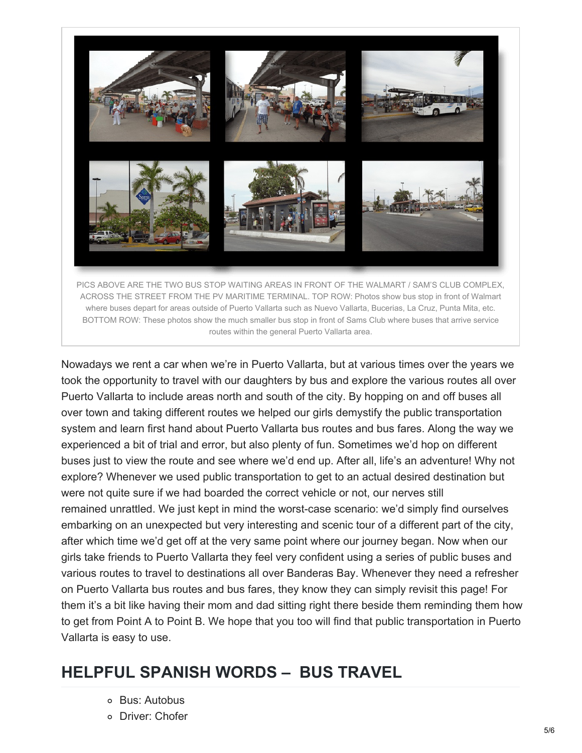PICS ABOVE ARE THE TWO BUS STOP WAITING AREAS IN FRONT OF THE WALMART / SAM'S CLUB COMPLEX, ACROSS THE STREET FROM THE PV MARITIME TERMINAL. TOP ROW: Photos show bus stop in front of Walmart where buses depart for areas outside of Puerto Vallarta such as Nuevo Vallarta, Bucerias, La Cruz, Punta Mita, etc. BOTTOM ROW: These photos show the much smaller bus stop in front of Sams Club where buses that arrive service routes within the general Puerto Vallarta area.

Nowadays we rent a car when we're in Puerto Vallarta, but at various times over the years we took the opportunity to travel with our daughters by bus and explore the various routes all over Puerto Vallarta to include areas north and south of the city. By hopping on and off buses all over town and taking different routes we helped our girls demystify the public transportation system and learn first hand about Puerto Vallarta bus routes and bus fares. Along the way we experienced a bit of trial and error, but also plenty of fun. Sometimes we'd hop on different buses just to view the route and see where we'd end up. After all, life's an adventure! Why not explore? Whenever we used public transportation to get to an actual desired destination but were not quite sure if we had boarded the correct vehicle or not, our nerves still remained unrattled. We just kept in mind the worst-case scenario: we'd simply find ourselves embarking on an unexpected but very interesting and scenic tour of a different part of the city, after which time we'd get off at the very same point where our journey began. Now when our girls take friends to Puerto Vallarta they feel very confident using a series of public buses and various routes to travel to destinations all over Banderas Bay. Whenever they need a refresher on Puerto Vallarta bus routes and bus fares, they know they can simply revisit this page! For them it's a bit like having their mom and dad sitting right there beside them reminding them how to get from Point A to Point B. We hope that you too will find that public transportation in Puerto Vallarta is easy to use.

## HELPFUL SPANISH WORDS – BUS TRAVEL

- Bus: Autobus
- Driver: Chofer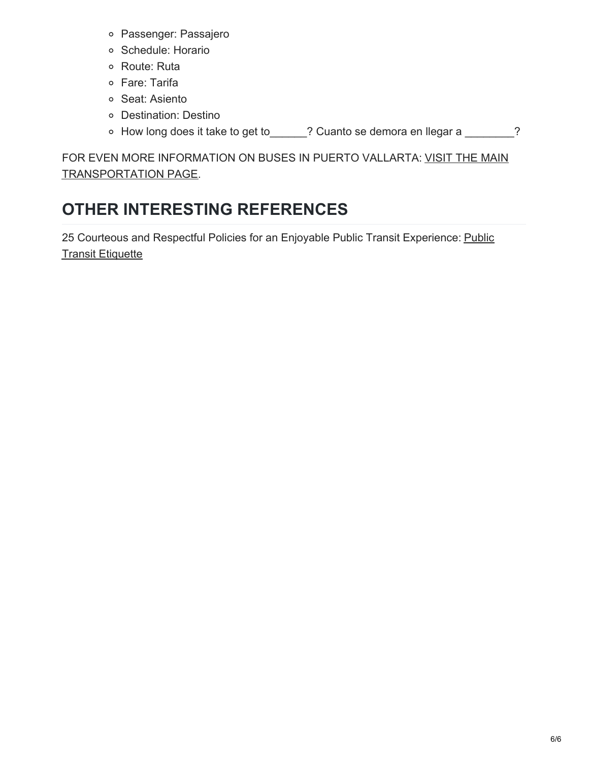- Passenger: Passajero
- Schedule: Horario
- Route: Ruta
- Fare: Tarifa
- Seat: Asiento
- Destination: Destino
- How long does it take to get to______? Cuanto se demora en llegar a ________?

FOR EVEN MORE INFORMATION ON BUSES IN PUERTO VALLARTA: VISIT THE MAIN TRANSPORTATION PAGE.

## OTHER INTERESTING REFERENCES

25 Courteous and Respectful Policies for an Enjoyable Public Transit Experience: Public Transit Etiquette